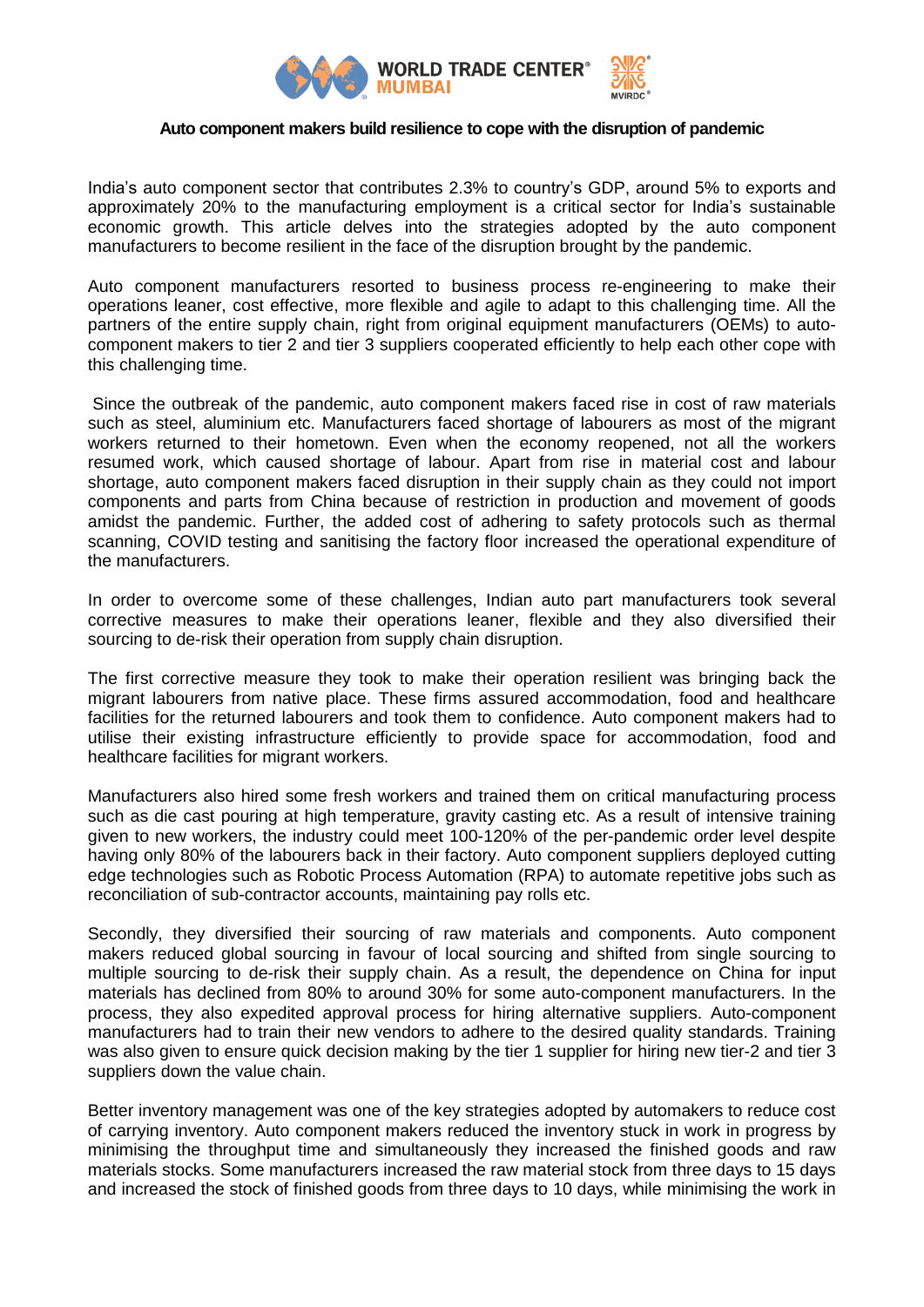**Auto component makers build resilience to cope with the disruption of pandemic**

India's auto component sector that contributes 2.3% to country's GDP, around 5% to exports and approximately 20% to the manufacturing employment is a critical sector for India's sustainable economic growth. This article delves into the strategies adopted by the auto component manufacturers to become resilient in the face of the disruption brought by the pandemic.

Auto component manufacturers resorted to business process re-engineering to make their operations leaner, cost effective, more flexible and agile to adapt to this challenging time. All the partners of the entire supply chain, right from original equipment manufacturers (OEMs) to auto-component makers to tier 2 and tier 3 suppliers cooperated efficiently to help each other cope with this challenging time.

Since the outbreak of the pandemic, auto component makers faced rise in cost of raw materials such as steel, aluminium etc. Manufacturers faced shortage of labourers as most of the migrant workers returned to their hometown. Even when the economy reopened, not all the workers resumed work, which caused shortage of labour. Apart from rise in material cost and labour shortage, auto component makers faced disruption in their supply chain as they could not import components and parts from China because of restriction in production and movement of goods amidst the pandemic. Further, the added cost of adhering to safety protocols such as thermal scanning, COVID testing and sanitising the factory floor increased the operational expenditure of the manufacturers.

In order to overcome some of these challenges, Indian auto part manufacturers took several corrective measures to make their operations leaner, flexible and they also diversified their sourcing to de-risk their operation from supply chain disruption.

The first corrective measure they took to make their operation resilient was bringing back the migrant labourers from native place. These firms assured accommodation, food and healthcare facilities for the returned labourers and took them to confidence. Auto component makers had to utilise their existing infrastructure efficiently to provide space for accommodation, food and healthcare facilities for migrant workers.

Manufacturers also hired some fresh workers and trained them on critical manufacturing process such as die cast pouring at high temperature, gravity casting etc. As a result of intensive training given to new workers, the industry could meet 100-120% of the per-pandemic order level despite having only 80% of the labourers back in their factory. Auto component suppliers deployed cutting edge technologies such as Robotic Process Automation (RPA) to automate repetitive jobs such as reconciliation of sub-contractor accounts, maintaining pay rolls etc.

Secondly, they diversified their sourcing of raw materials and components. Auto component makers reduced global sourcing in favour of local sourcing and shifted from single sourcing to multiple sourcing to de-risk their supply chain. As a result, the dependence on China for input materials has declined from 80% to around 30% for some auto-component manufacturers. In the process, they also expedited approval process for hiring alternative suppliers. Auto-component manufacturers had to train their new vendors to adhere to the desired quality standards. Training was also given to ensure quick decision making by the tier 1 supplier for hiring new tier-2 and tier 3 suppliers down the value chain.

Better inventory management was one of the key strategies adopted by automakers to reduce cost of carrying inventory. Auto component makers reduced the inventory stuck in work in progress by minimising the throughput time and simultaneously they increased the finished goods and raw materials stocks. Some manufacturers increased the raw material stock from three days to 15 days and increased the stock of finished goods from three days to 10 days, while minimising the work in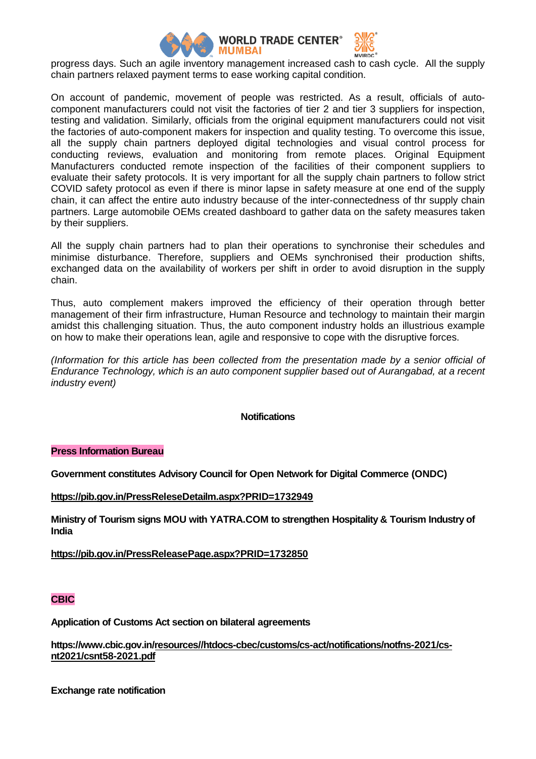progress days. Such an agile inventory management increased cash to cash cycle. All the supply chain partners relaxed payment terms to ease working capital condition.

On account of pandemic, movement of people was restricted. As a result, officials of auto-component manufacturers could not visit the factories of tier 2 and tier 3 suppliers for inspection, testing and validation. Similarly, officials from the original equipment manufacturers could not visit the factories of auto-component makers for inspection and quality testing. To overcome this issue, all the supply chain partners deployed digital technologies and visual control process for conducting reviews, evaluation and monitoring from remote places. Original Equipment Manufacturers conducted remote inspection of the facilities of their component suppliers to evaluate their safety protocols. It is very important for all the supply chain partners to follow strict COVID safety protocol as even if there is minor lapse in safety measure at one end of the supply chain, it can affect the entire auto industry because of the inter-connectedness of thr supply chain partners. Large automobile OEMs created dashboard to gather data on the safety measures taken by their suppliers.

All the supply chain partners had to plan their operations to synchronise their schedules and minimise disturbance. Therefore, suppliers and OEMs synchronised their production shifts, exchanged data on the availability of workers per shift in order to avoid disruption in the supply chain.

Thus, auto complement makers improved the efficiency of their operation through better management of their firm infrastructure, Human Resource and technology to maintain their margin amidst this challenging situation. Thus, the auto component industry holds an illustrious example on how to make their operations lean, agile and responsive to cope with the disruptive forces.

*(Information for this article has been collected from the presentation made by a senior official of Endurance Technology, which is an auto component supplier based out of Aurangabad, at a recent industry event)*

**Notifications**

**Press Information Bureau**

**Government constitutes Advisory Council for Open Network for Digital Commerce (ONDC)**

**https://pib.gov.in/PressReleseDetailm.aspx?PRID=1732949**

**Ministry of Tourism signs MOU with YATRA.COM to strengthen Hospitality & Tourism Industry of India**

**https://pib.gov.in/PressReleasePage.aspx?PRID=1732850**

**CBIC**

**Application of Customs Act section on bilateral agreements**

**https://www.cbic.gov.in/resources//htdocs-cbec/customs/cs-act/notifications/notfns-2021/cs-nt2021/csnt58-2021.pdf**

**Exchange rate notification**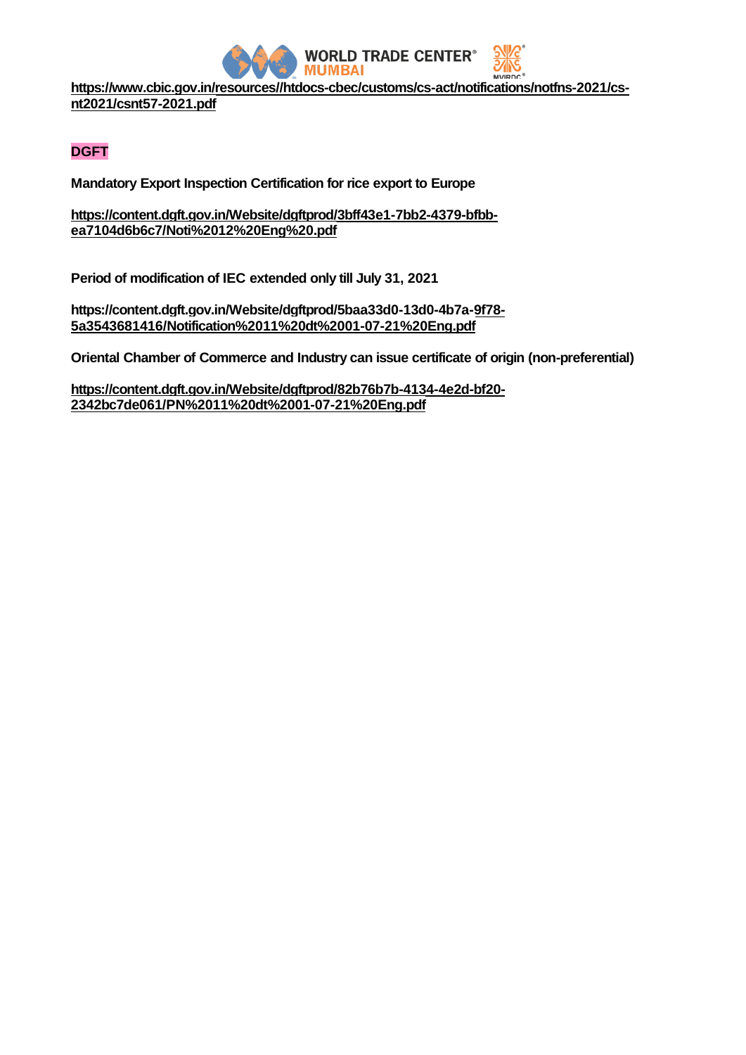https://www.cbic.gov.in/resources//htdocs-cbec/customs/cs-act/notifications/notfns-2021/cs-nt2021/csnt57-2021.pdf

## DGFT

**Mandatory Export Inspection Certification for rice export to Europe**

https://content.dgft.gov.in/Website/dgftprod/3bff43e1-7bb2-4379-bfbb-ea7104d6b6c7/Noti%2012%20Eng%20.pdf

**Period of modification of IEC extended only till July 31, 2021**

https://content.dgft.gov.in/Website/dgftprod/5baa33d0-13d0-4b7a-9f78-5a3543681416/Notification%2011%20dt%2001-07-21%20Eng.pdf

**Oriental Chamber of Commerce and Industry can issue certificate of origin (non-preferential)**

https://content.dgft.gov.in/Website/dgftprod/82b76b7b-4134-4e2d-bf20-2342bc7de061/PN%2011%20dt%2001-07-21%20Eng.pdf